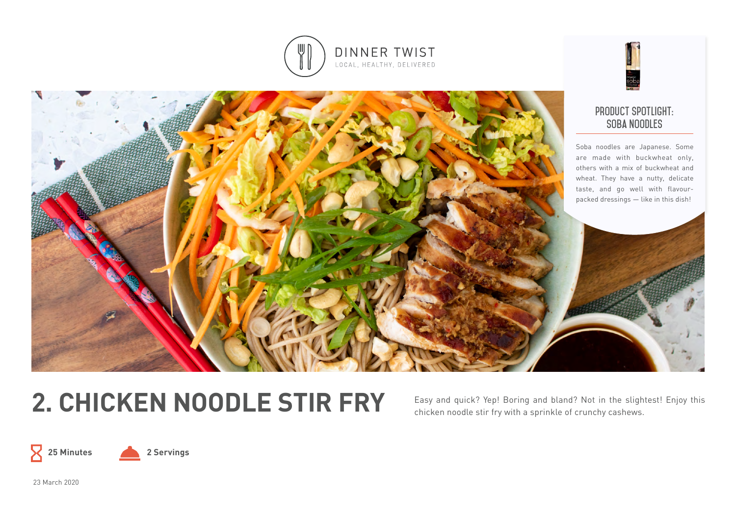DINNER TWIST

LOCAL, HEALTHY, DELIVERED

## PRODUCT SPOTLIGHT: SOBA NOODLES

Soba noodles are Japanese. Some are made with buckwheat only, others with a mix of buckwheat and wheat. They have a nutty, delicate taste, and go well with flavour-packed dressings — like in this dish!

# 2. CHICKEN NOODLE STIR FRY

Easy and quick? Yep! Boring and bland? Not in the slightest! Enjoy this chicken noodle stir fry with a sprinkle of crunchy cashews.

**25 Minutes** **2 Servings**

23 March 2020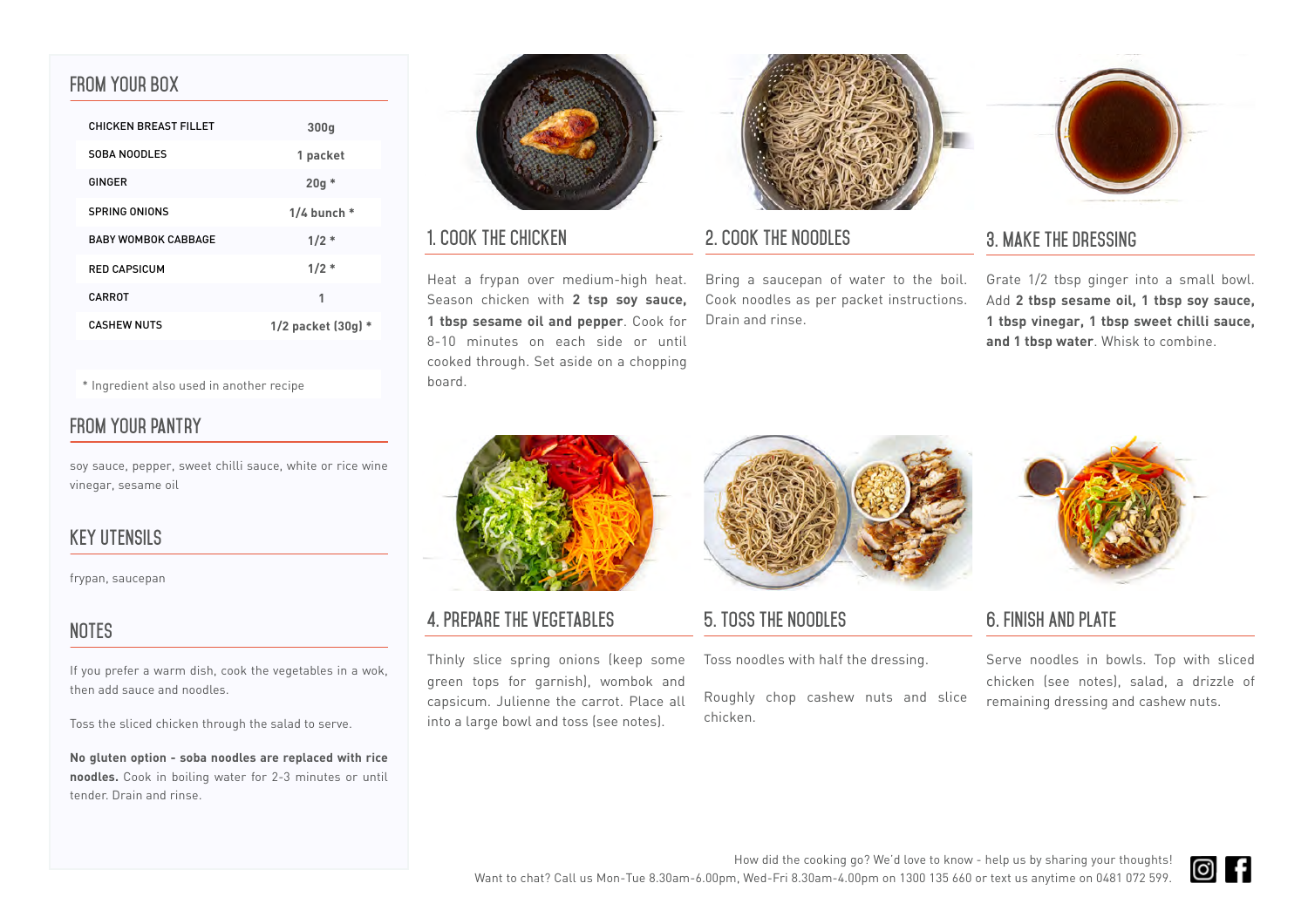## FROM YOUR BOX

| | |
|---|---|
| CHICKEN BREAST FILLET | 300g |
| SOBA NOODLES | 1 packet |
| GINGER | 20g * |
| SPRING ONIONS | 1/4 bunch * |
| BABY WOMBOK CABBAGE | 1/2 * |
| RED CAPSICUM | 1/2 * |
| CARROT | 1 |
| CASHEW NUTS | 1/2 packet (30g) * |

* Ingredient also used in another recipe

## FROM YOUR PANTRY

soy sauce, pepper, sweet chilli sauce, white or rice wine vinegar, sesame oil

## KEY UTENSILS

frypan, saucepan

## NOTES

If you prefer a warm dish, cook the vegetables in a wok, then add sauce and noodles.

Toss the sliced chicken through the salad to serve.

**No gluten option - soba noodles are replaced with rice noodles.** Cook in boiling water for 2-3 minutes or until tender. Drain and rinse.

## 1. COOK THE CHICKEN

Heat a frypan over medium-high heat. Season chicken with **2 tsp soy sauce, 1 tbsp sesame oil and pepper**. Cook for 8-10 minutes on each side or until cooked through. Set aside on a chopping board.

## 2. COOK THE NOODLES

Bring a saucepan of water to the boil. Cook noodles as per packet instructions. Drain and rinse.

## 3. MAKE THE DRESSING

Grate 1/2 tbsp ginger into a small bowl. Add **2 tbsp sesame oil, 1 tbsp soy sauce, 1 tbsp vinegar, 1 tbsp sweet chilli sauce, and 1 tbsp water**. Whisk to combine.

## 4. PREPARE THE VEGETABLES

Thinly slice spring onions (keep some green tops for garnish), wombok and capsicum. Julienne the carrot. Place all into a large bowl and toss (see notes).

## 5. TOSS THE NOODLES

Toss noodles with half the dressing.

Roughly chop cashew nuts and slice chicken.

## 6. FINISH AND PLATE

Serve noodles in bowls. Top with sliced chicken (see notes), salad, a drizzle of remaining dressing and cashew nuts.

How did the cooking go? We'd love to know - help us by sharing your thoughts!
Want to chat? Call us Mon-Tue 8.30am-6.00pm, Wed-Fri 8.30am-4.00pm on 1300 135 660 or text us anytime on 0481 072 599.